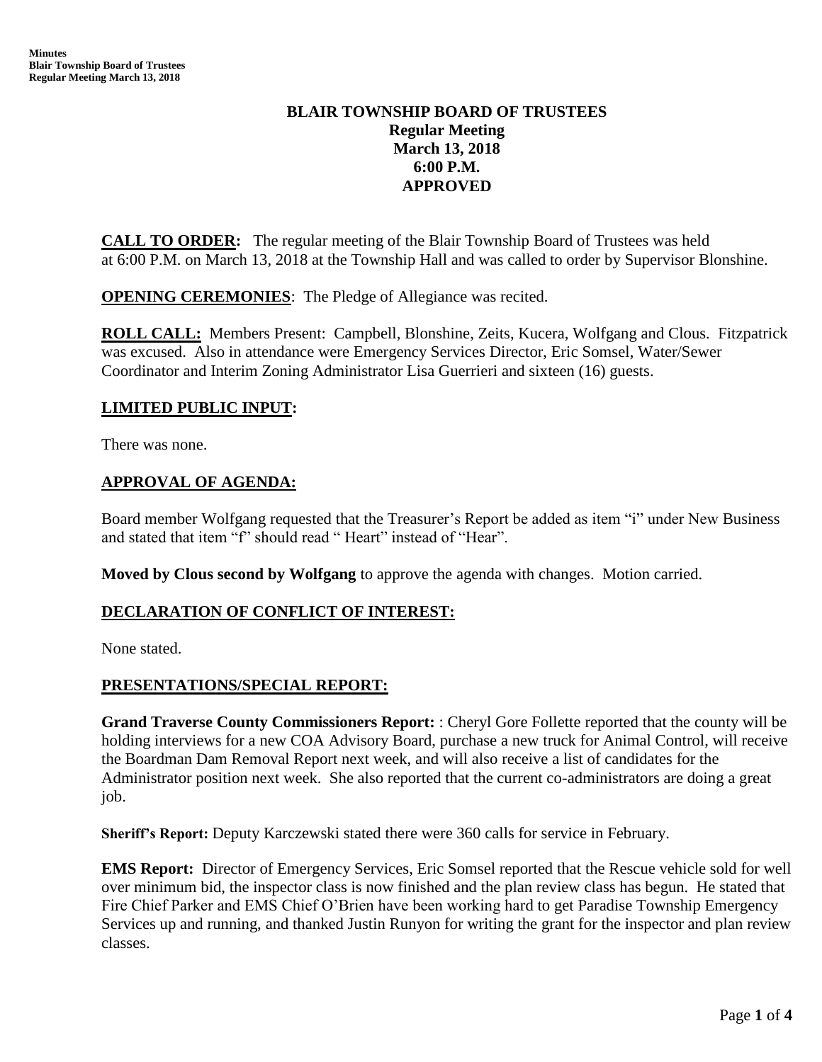# BLAIR TOWNSHIP BOARD OF TRUSTEES
## Regular Meeting
## March 13, 2018
## 6:00 P.M.
## APPROVED

**CALL TO ORDER:** The regular meeting of the Blair Township Board of Trustees was held at 6:00 P.M. on March 13, 2018 at the Township Hall and was called to order by Supervisor Blonshine.

**OPENING CEREMONIES**: The Pledge of Allegiance was recited.

**ROLL CALL:** Members Present: Campbell, Blonshine, Zeits, Kucera, Wolfgang and Clous. Fitzpatrick was excused. Also in attendance were Emergency Services Director, Eric Somsel, Water/Sewer Coordinator and Interim Zoning Administrator Lisa Guerrieri and sixteen (16) guests.

## LIMITED PUBLIC INPUT:

There was none.

## APPROVAL OF AGENDA:

Board member Wolfgang requested that the Treasurer's Report be added as item "i" under New Business and stated that item "f" should read " Heart" instead of "Hear".

**Moved by Clous second by Wolfgang** to approve the agenda with changes. Motion carried.

## DECLARATION OF CONFLICT OF INTEREST:

None stated.

## PRESENTATIONS/SPECIAL REPORT:

**Grand Traverse County Commissioners Report:** : Cheryl Gore Follette reported that the county will be holding interviews for a new COA Advisory Board, purchase a new truck for Animal Control, will receive the Boardman Dam Removal Report next week, and will also receive a list of candidates for the Administrator position next week. She also reported that the current co-administrators are doing a great job.

**Sheriff's Report:** Deputy Karczewski stated there were 360 calls for service in February.

**EMS Report:** Director of Emergency Services, Eric Somsel reported that the Rescue vehicle sold for well over minimum bid, the inspector class is now finished and the plan review class has begun. He stated that Fire Chief Parker and EMS Chief O'Brien have been working hard to get Paradise Township Emergency Services up and running, and thanked Justin Runyon for writing the grant for the inspector and plan review classes.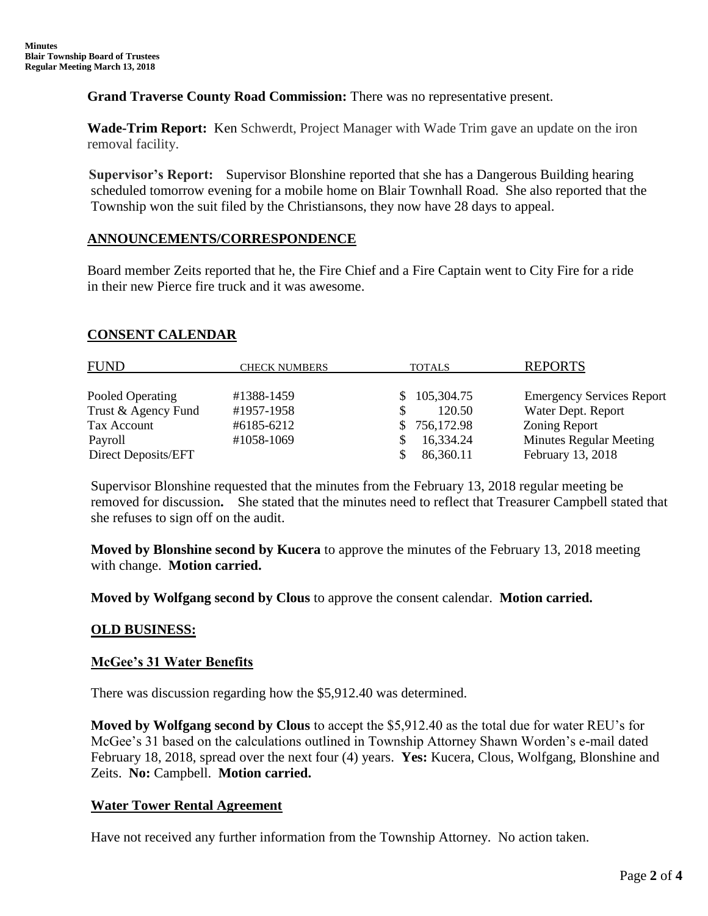**Grand Traverse County Road Commission:** There was no representative present.

**Wade-Trim Report:** Ken Schwerdt, Project Manager with Wade Trim gave an update on the iron removal facility.

**Supervisor's Report:** Supervisor Blonshine reported that she has a Dangerous Building hearing scheduled tomorrow evening for a mobile home on Blair Townhall Road. She also reported that the Township won the suit filed by the Christiansons, they now have 28 days to appeal.

## ANNOUNCEMENTS/CORRESPONDENCE

Board member Zeits reported that he, the Fire Chief and a Fire Captain went to City Fire for a ride in their new Pierce fire truck and it was awesome.

## CONSENT CALENDAR

| FUND | CHECK NUMBERS | TOTALS | REPORTS |
|---|---|---|---|
| Pooled Operating | #1388-1459 | $ 105,304.75 | Emergency Services Report |
| Trust & Agency Fund | #1957-1958 | $ 120.50 | Water Dept. Report |
| Tax Account | #6185-6212 | $ 756,172.98 | Zoning Report |
| Payroll | #1058-1069 | $ 16,334.24 | Minutes Regular Meeting |
| Direct Deposits/EFT | | $ 86,360.11 | February 13, 2018 |

Supervisor Blonshine requested that the minutes from the February 13, 2018 regular meeting be removed for discussion**.** She stated that the minutes need to reflect that Treasurer Campbell stated that she refuses to sign off on the audit.

**Moved by Blonshine second by Kucera** to approve the minutes of the February 13, 2018 meeting with change. **Motion carried.**

**Moved by Wolfgang second by Clous** to approve the consent calendar. **Motion carried.**

## OLD BUSINESS:

### McGee's 31 Water Benefits

There was discussion regarding how the $5,912.40 was determined.

**Moved by Wolfgang second by Clous** to accept the $5,912.40 as the total due for water REU's for McGee's 31 based on the calculations outlined in Township Attorney Shawn Worden's e-mail dated February 18, 2018, spread over the next four (4) years. **Yes:** Kucera, Clous, Wolfgang, Blonshine and Zeits. **No:** Campbell. **Motion carried.**

### Water Tower Rental Agreement

Have not received any further information from the Township Attorney. No action taken.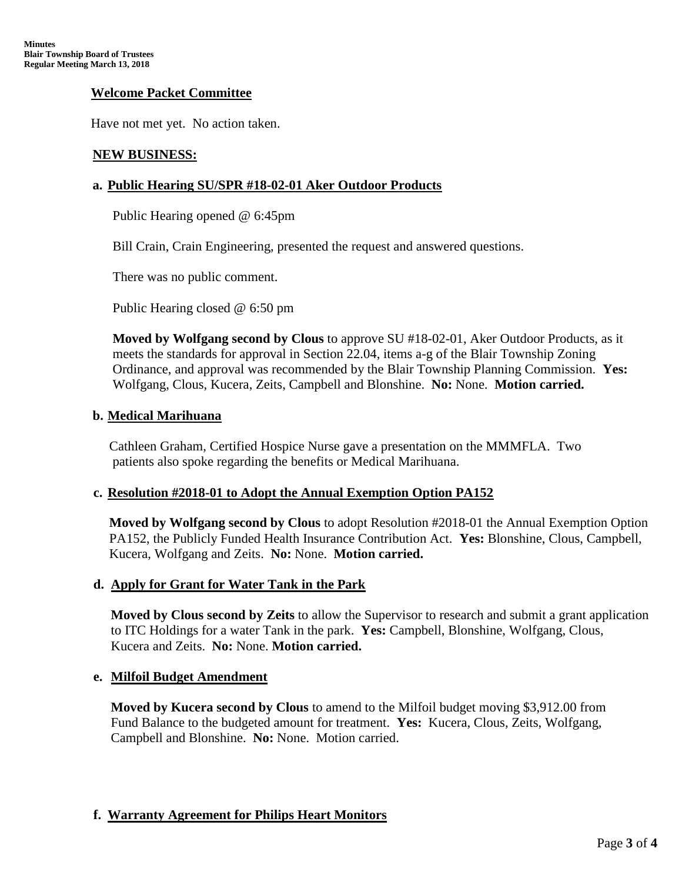**Welcome Packet Committee**

Have not met yet. No action taken.

**NEW BUSINESS:**

**a. Public Hearing SU/SPR #18-02-01 Aker Outdoor Products**

Public Hearing opened @ 6:45pm

Bill Crain, Crain Engineering, presented the request and answered questions.

There was no public comment.

Public Hearing closed @ 6:50 pm

**Moved by Wolfgang second by Clous** to approve SU #18-02-01, Aker Outdoor Products, as it meets the standards for approval in Section 22.04, items a-g of the Blair Township Zoning Ordinance, and approval was recommended by the Blair Township Planning Commission. **Yes:** Wolfgang, Clous, Kucera, Zeits, Campbell and Blonshine. **No:** None. **Motion carried.**

**b. Medical Marihuana**

Cathleen Graham, Certified Hospice Nurse gave a presentation on the MMMFLA. Two patients also spoke regarding the benefits or Medical Marihuana.

**c. Resolution #2018-01 to Adopt the Annual Exemption Option PA152**

**Moved by Wolfgang second by Clous** to adopt Resolution #2018-01 the Annual Exemption Option PA152, the Publicly Funded Health Insurance Contribution Act. **Yes:** Blonshine, Clous, Campbell, Kucera, Wolfgang and Zeits. **No:** None. **Motion carried.**

**d. Apply for Grant for Water Tank in the Park**

**Moved by Clous second by Zeits** to allow the Supervisor to research and submit a grant application to ITC Holdings for a water Tank in the park. **Yes:** Campbell, Blonshine, Wolfgang, Clous, Kucera and Zeits. **No:** None. **Motion carried.**

**e. Milfoil Budget Amendment**

**Moved by Kucera second by Clous** to amend to the Milfoil budget moving $3,912.00 from Fund Balance to the budgeted amount for treatment. **Yes:** Kucera, Clous, Zeits, Wolfgang, Campbell and Blonshine. **No:** None. Motion carried.

**f. Warranty Agreement for Philips Heart Monitors**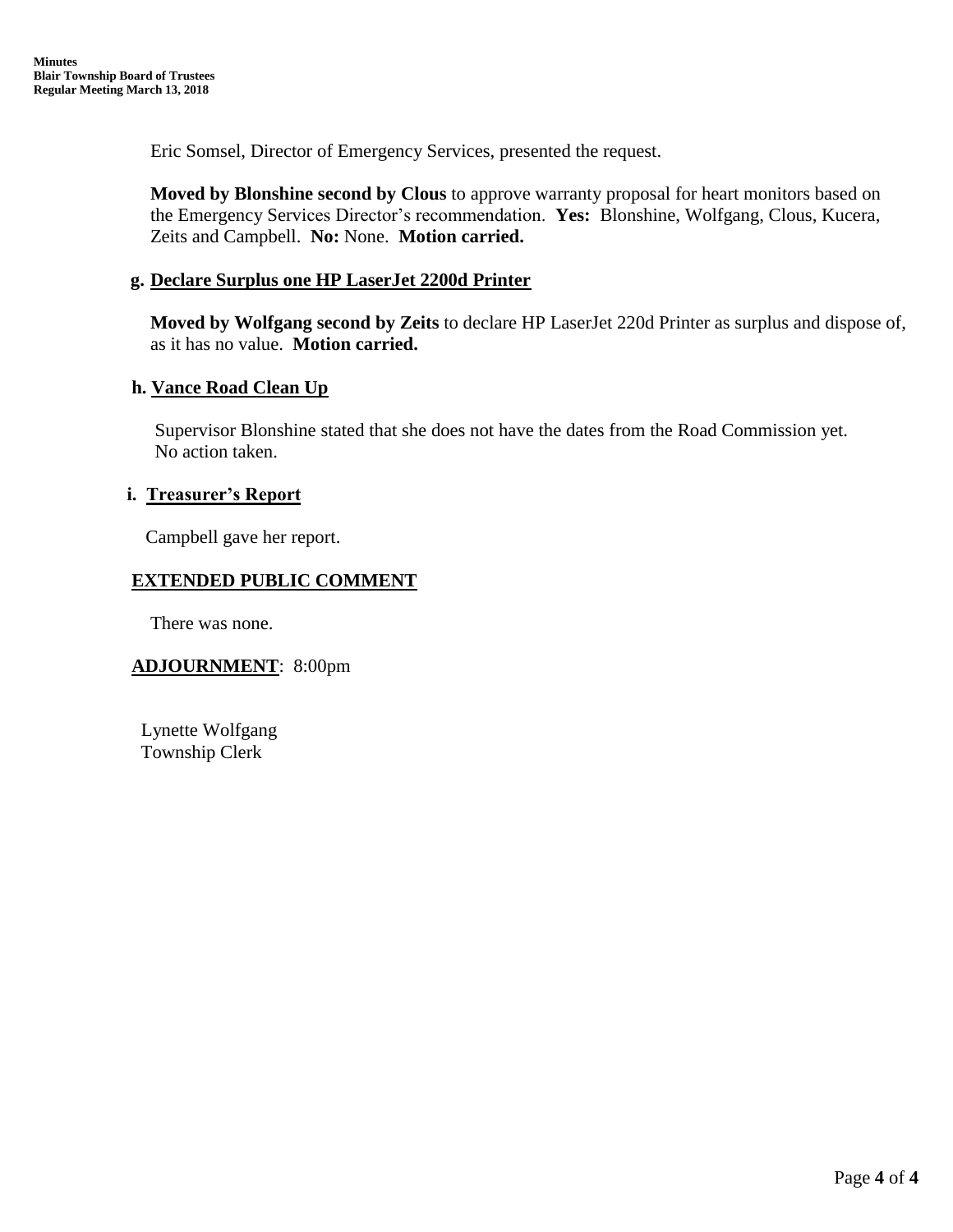Eric Somsel, Director of Emergency Services, presented the request.

**Moved by Blonshine second by Clous** to approve warranty proposal for heart monitors based on the Emergency Services Director's recommendation. **Yes:** Blonshine, Wolfgang, Clous, Kucera, Zeits and Campbell. **No:** None. **Motion carried.**

**g. Declare Surplus one HP LaserJet 2200d Printer**

**Moved by Wolfgang second by Zeits** to declare HP LaserJet 220d Printer as surplus and dispose of, as it has no value. **Motion carried.**

**h. Vance Road Clean Up**

Supervisor Blonshine stated that she does not have the dates from the Road Commission yet. No action taken.

**i. Treasurer's Report**

Campbell gave her report.

**EXTENDED PUBLIC COMMENT**

There was none.

**ADJOURNMENT**: 8:00pm

Lynette Wolfgang
Township Clerk